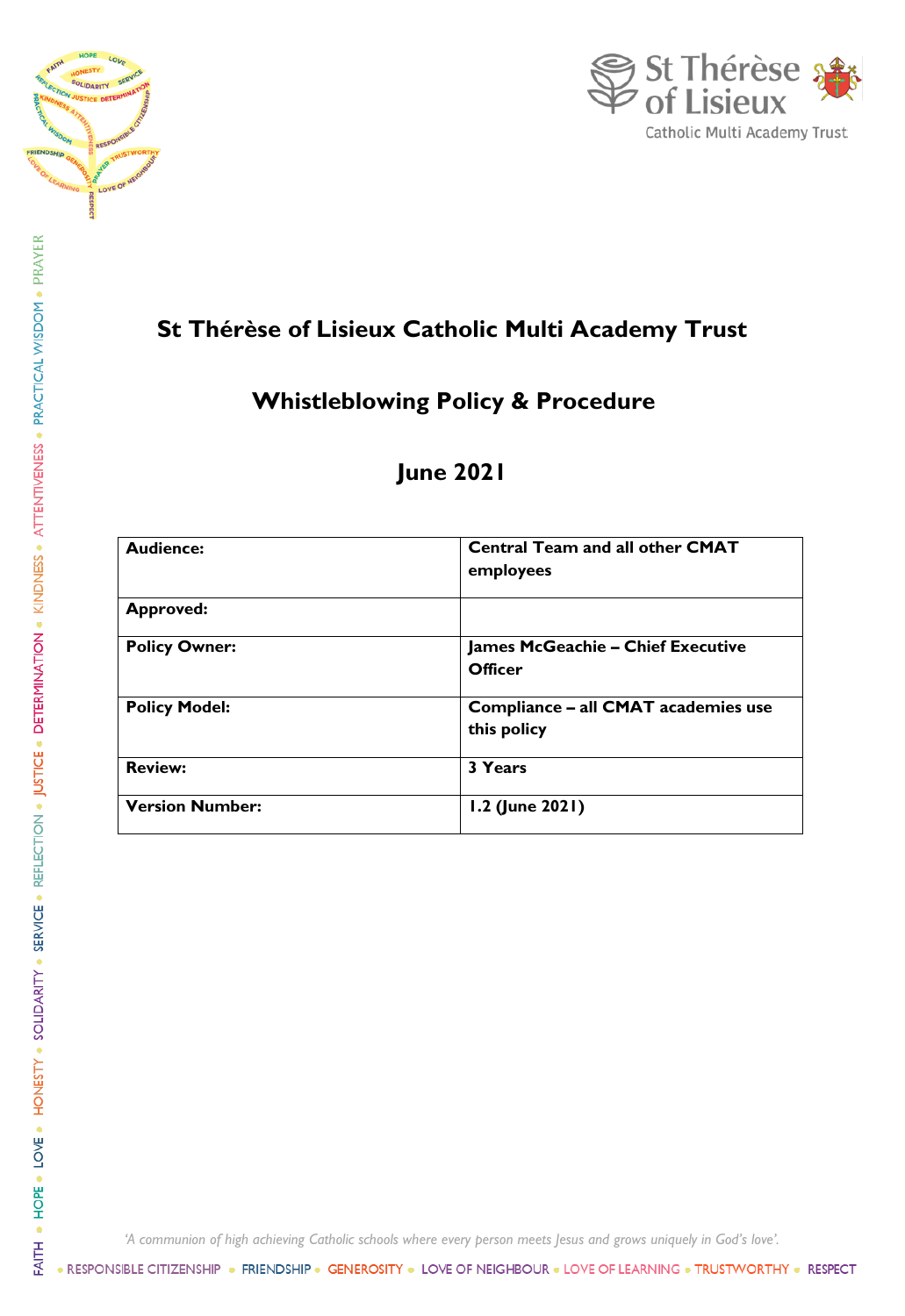# St Thérèse of Lisieux Catholic Multi Academy Trust

## Whistleblowing Policy & Procedure

## June 2021

| Audience: | Central Team and all other CMAT employees |
|---|---|
| Approved: | |
| Policy Owner: | James McGeachie – Chief Executive Officer |
| Policy Model: | Compliance – all CMAT academies use this policy |
| Review: | 3 Years |
| Version Number: | 1.2 (June 2021) |

*'A communion of high achieving Catholic schools where every person meets Jesus and grows uniquely in God's love'.*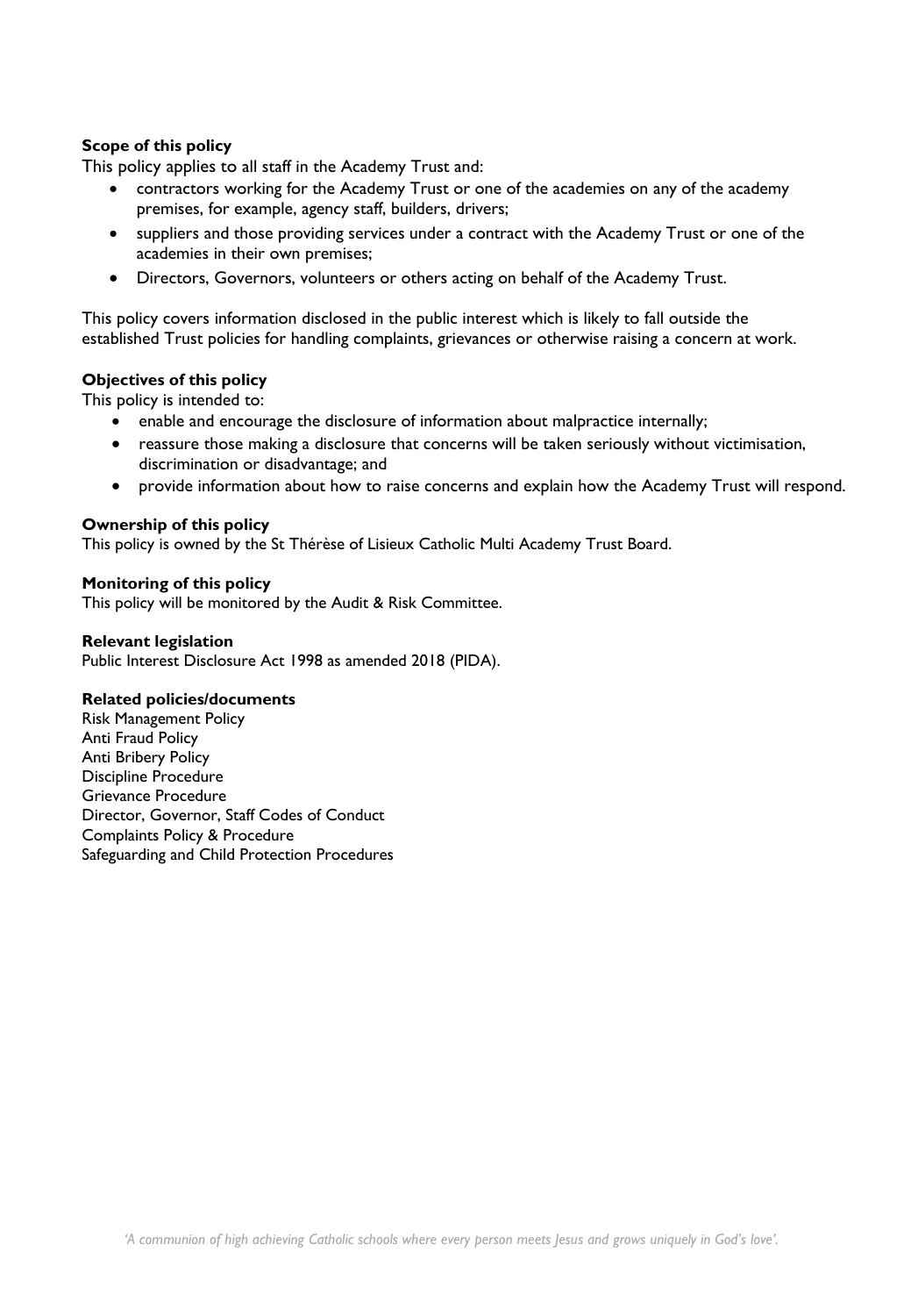**Scope of this policy**

This policy applies to all staff in the Academy Trust and:

- contractors working for the Academy Trust or one of the academies on any of the academy premises, for example, agency staff, builders, drivers;
- suppliers and those providing services under a contract with the Academy Trust or one of the academies in their own premises;
- Directors, Governors, volunteers or others acting on behalf of the Academy Trust.

This policy covers information disclosed in the public interest which is likely to fall outside the established Trust policies for handling complaints, grievances or otherwise raising a concern at work.

**Objectives of this policy**

This policy is intended to:

- enable and encourage the disclosure of information about malpractice internally;
- reassure those making a disclosure that concerns will be taken seriously without victimisation, discrimination or disadvantage; and
- provide information about how to raise concerns and explain how the Academy Trust will respond.

**Ownership of this policy**

This policy is owned by the St Thérèse of Lisieux Catholic Multi Academy Trust Board.

**Monitoring of this policy**

This policy will be monitored by the Audit & Risk Committee.

**Relevant legislation**

Public Interest Disclosure Act 1998 as amended 2018 (PIDA).

**Related policies/documents**

Risk Management Policy
Anti Fraud Policy
Anti Bribery Policy
Discipline Procedure
Grievance Procedure
Director, Governor, Staff Codes of Conduct
Complaints Policy & Procedure
Safeguarding and Child Protection Procedures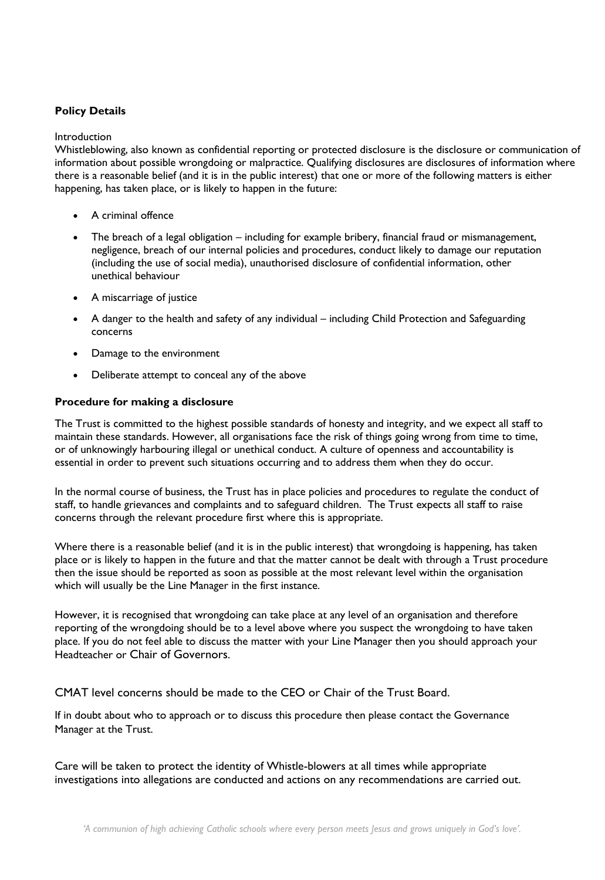**Policy Details**

Introduction

Whistleblowing, also known as confidential reporting or protected disclosure is the disclosure or communication of information about possible wrongdoing or malpractice. Qualifying disclosures are disclosures of information where there is a reasonable belief (and it is in the public interest) that one or more of the following matters is either happening, has taken place, or is likely to happen in the future:

- A criminal offence
- The breach of a legal obligation – including for example bribery, financial fraud or mismanagement, negligence, breach of our internal policies and procedures, conduct likely to damage our reputation (including the use of social media), unauthorised disclosure of confidential information, other unethical behaviour
- A miscarriage of justice
- A danger to the health and safety of any individual – including Child Protection and Safeguarding concerns
- Damage to the environment
- Deliberate attempt to conceal any of the above

**Procedure for making a disclosure**

The Trust is committed to the highest possible standards of honesty and integrity, and we expect all staff to maintain these standards. However, all organisations face the risk of things going wrong from time to time, or of unknowingly harbouring illegal or unethical conduct. A culture of openness and accountability is essential in order to prevent such situations occurring and to address them when they do occur.

In the normal course of business, the Trust has in place policies and procedures to regulate the conduct of staff, to handle grievances and complaints and to safeguard children. The Trust expects all staff to raise concerns through the relevant procedure first where this is appropriate.

Where there is a reasonable belief (and it is in the public interest) that wrongdoing is happening, has taken place or is likely to happen in the future and that the matter cannot be dealt with through a Trust procedure then the issue should be reported as soon as possible at the most relevant level within the organisation which will usually be the Line Manager in the first instance.

However, it is recognised that wrongdoing can take place at any level of an organisation and therefore reporting of the wrongdoing should be to a level above where you suspect the wrongdoing to have taken place. If you do not feel able to discuss the matter with your Line Manager then you should approach your Headteacher or Chair of Governors.

CMAT level concerns should be made to the CEO or Chair of the Trust Board.

If in doubt about who to approach or to discuss this procedure then please contact the Governance Manager at the Trust.

Care will be taken to protect the identity of Whistle-blowers at all times while appropriate investigations into allegations are conducted and actions on any recommendations are carried out.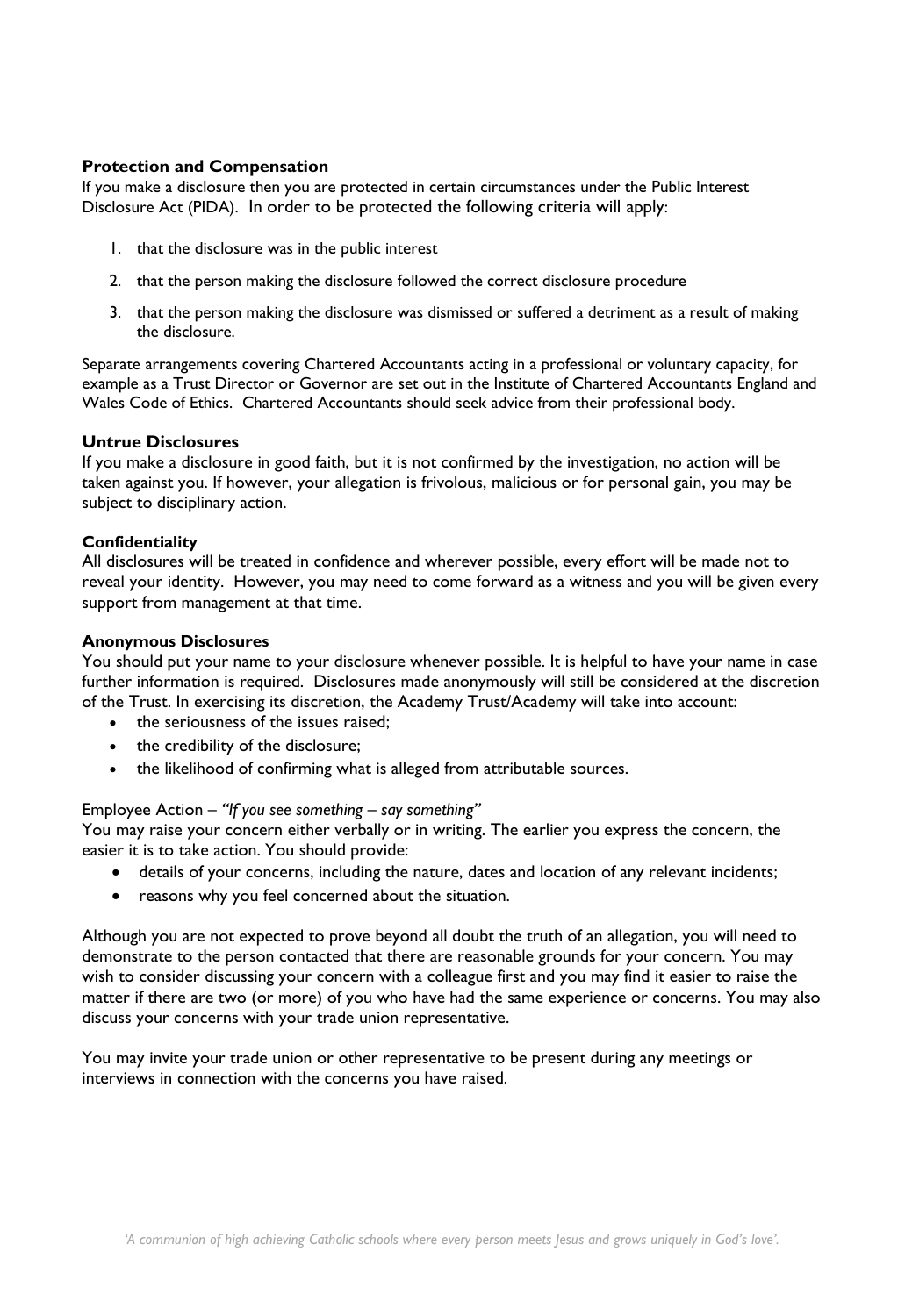### Protection and Compensation

If you make a disclosure then you are protected in certain circumstances under the Public Interest Disclosure Act (PIDA). In order to be protected the following criteria will apply:

1. that the disclosure was in the public interest
2. that the person making the disclosure followed the correct disclosure procedure
3. that the person making the disclosure was dismissed or suffered a detriment as a result of making the disclosure.

Separate arrangements covering Chartered Accountants acting in a professional or voluntary capacity, for example as a Trust Director or Governor are set out in the Institute of Chartered Accountants England and Wales Code of Ethics. Chartered Accountants should seek advice from their professional body.

### Untrue Disclosures

If you make a disclosure in good faith, but it is not confirmed by the investigation, no action will be taken against you. If however, your allegation is frivolous, malicious or for personal gain, you may be subject to disciplinary action.

### Confidentiality

All disclosures will be treated in confidence and wherever possible, every effort will be made not to reveal your identity. However, you may need to come forward as a witness and you will be given every support from management at that time.

### Anonymous Disclosures

You should put your name to your disclosure whenever possible. It is helpful to have your name in case further information is required. Disclosures made anonymously will still be considered at the discretion of the Trust. In exercising its discretion, the Academy Trust/Academy will take into account:

- the seriousness of the issues raised;
- the credibility of the disclosure;
- the likelihood of confirming what is alleged from attributable sources.

Employee Action – *"If you see something – say something"*

You may raise your concern either verbally or in writing. The earlier you express the concern, the easier it is to take action. You should provide:

- details of your concerns, including the nature, dates and location of any relevant incidents;
- reasons why you feel concerned about the situation.

Although you are not expected to prove beyond all doubt the truth of an allegation, you will need to demonstrate to the person contacted that there are reasonable grounds for your concern. You may wish to consider discussing your concern with a colleague first and you may find it easier to raise the matter if there are two (or more) of you who have had the same experience or concerns. You may also discuss your concerns with your trade union representative.

You may invite your trade union or other representative to be present during any meetings or interviews in connection with the concerns you have raised.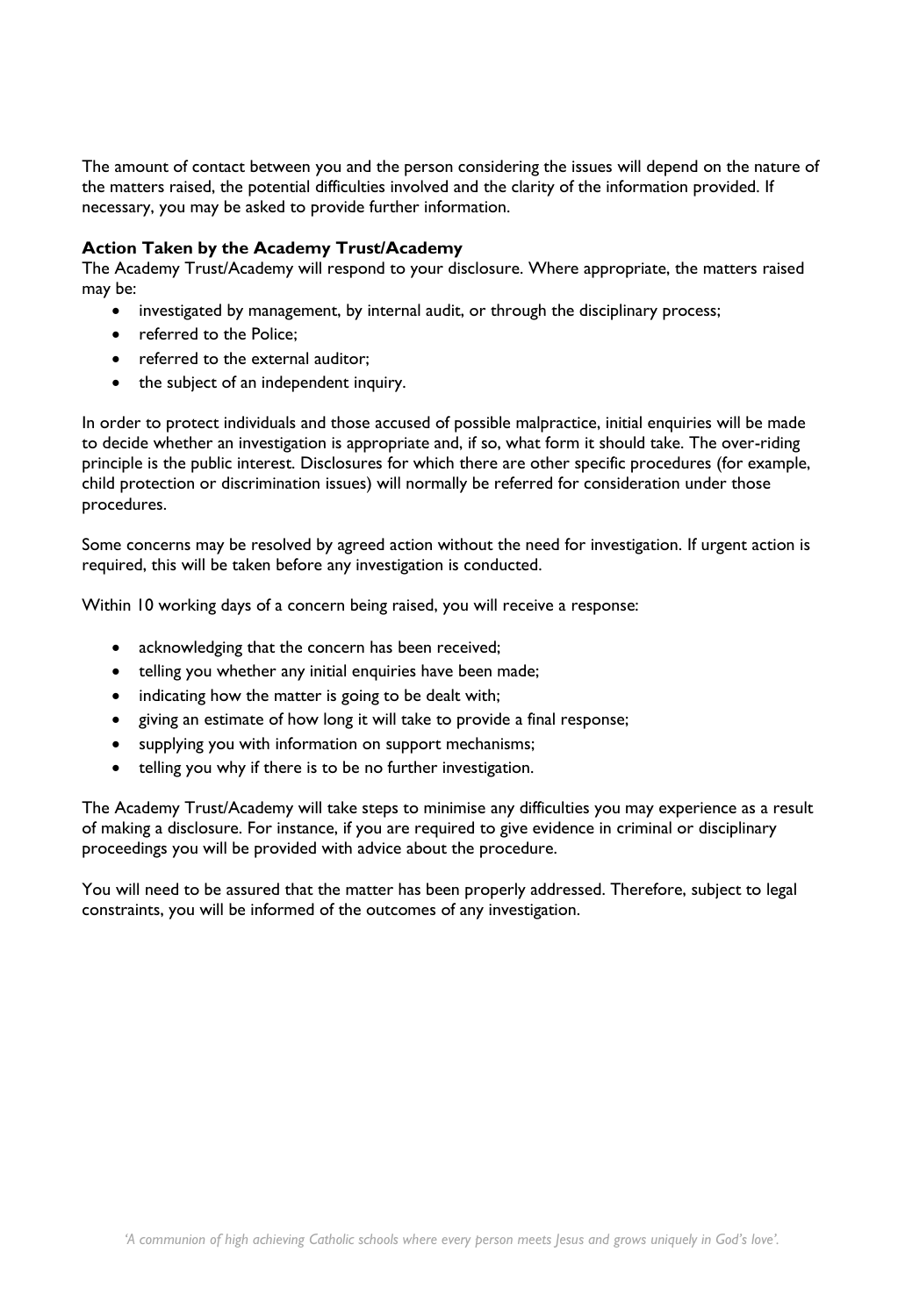The amount of contact between you and the person considering the issues will depend on the nature of the matters raised, the potential difficulties involved and the clarity of the information provided. If necessary, you may be asked to provide further information.

**Action Taken by the Academy Trust/Academy**

The Academy Trust/Academy will respond to your disclosure. Where appropriate, the matters raised may be:

- investigated by management, by internal audit, or through the disciplinary process;
- referred to the Police;
- referred to the external auditor;
- the subject of an independent inquiry.

In order to protect individuals and those accused of possible malpractice, initial enquiries will be made to decide whether an investigation is appropriate and, if so, what form it should take. The over-riding principle is the public interest. Disclosures for which there are other specific procedures (for example, child protection or discrimination issues) will normally be referred for consideration under those procedures.

Some concerns may be resolved by agreed action without the need for investigation. If urgent action is required, this will be taken before any investigation is conducted.

Within 10 working days of a concern being raised, you will receive a response:

- acknowledging that the concern has been received;
- telling you whether any initial enquiries have been made;
- indicating how the matter is going to be dealt with;
- giving an estimate of how long it will take to provide a final response;
- supplying you with information on support mechanisms;
- telling you why if there is to be no further investigation.

The Academy Trust/Academy will take steps to minimise any difficulties you may experience as a result of making a disclosure. For instance, if you are required to give evidence in criminal or disciplinary proceedings you will be provided with advice about the procedure.

You will need to be assured that the matter has been properly addressed. Therefore, subject to legal constraints, you will be informed of the outcomes of any investigation.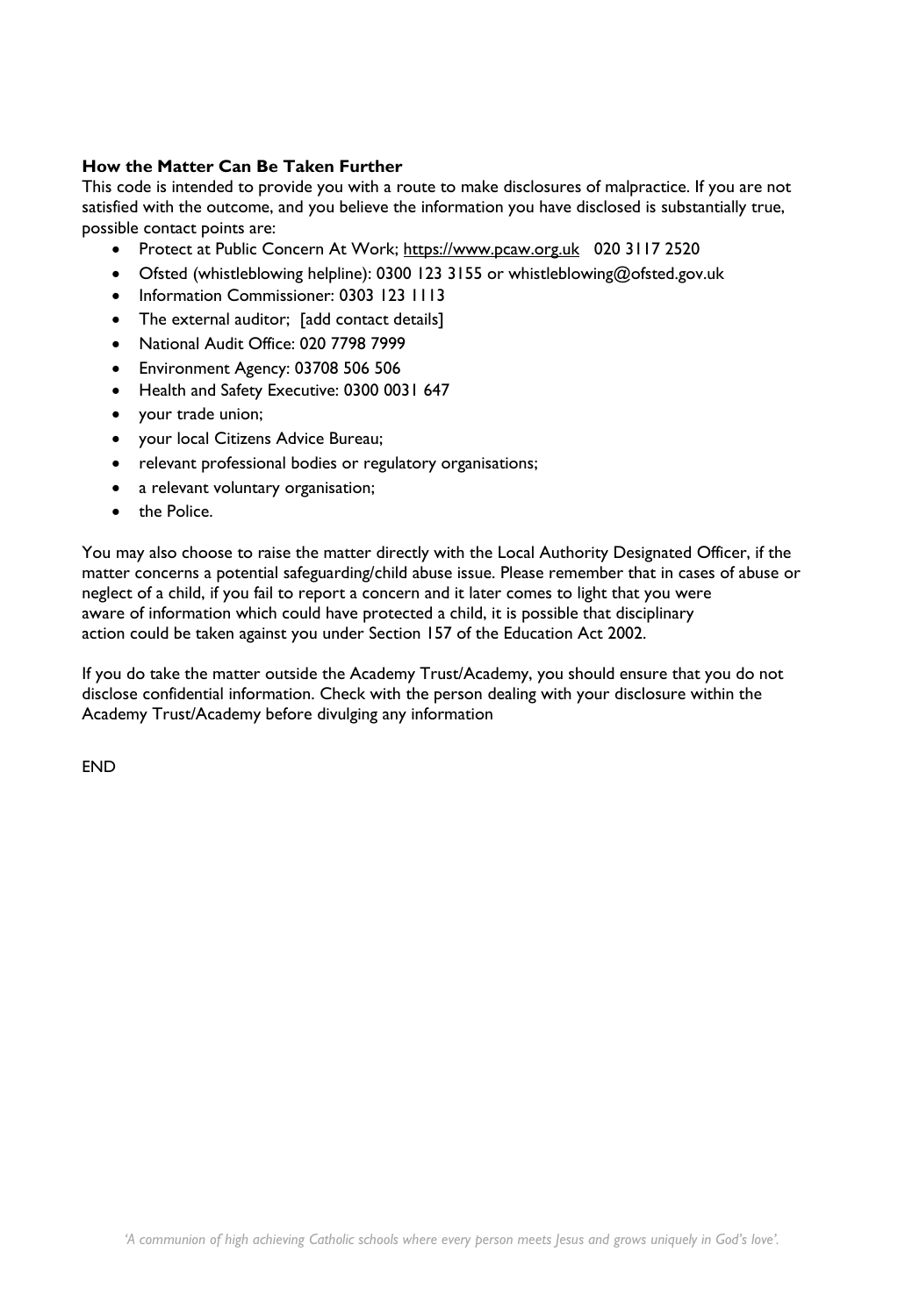**How the Matter Can Be Taken Further**

This code is intended to provide you with a route to make disclosures of malpractice. If you are not satisfied with the outcome, and you believe the information you have disclosed is substantially true, possible contact points are:

- Protect at Public Concern At Work; https://www.pcaw.org.uk 020 3117 2520
- Ofsted (whistleblowing helpline): 0300 123 3155 or whistleblowing@ofsted.gov.uk
- Information Commissioner: 0303 123 1113
- The external auditor; [add contact details]
- National Audit Office: 020 7798 7999
- Environment Agency: 03708 506 506
- Health and Safety Executive: 0300 0031 647
- your trade union;
- your local Citizens Advice Bureau;
- relevant professional bodies or regulatory organisations;
- a relevant voluntary organisation;
- the Police.

You may also choose to raise the matter directly with the Local Authority Designated Officer, if the matter concerns a potential safeguarding/child abuse issue. Please remember that in cases of abuse or neglect of a child, if you fail to report a concern and it later comes to light that you were aware of information which could have protected a child, it is possible that disciplinary action could be taken against you under Section 157 of the Education Act 2002.

If you do take the matter outside the Academy Trust/Academy, you should ensure that you do not disclose confidential information. Check with the person dealing with your disclosure within the Academy Trust/Academy before divulging any information

END